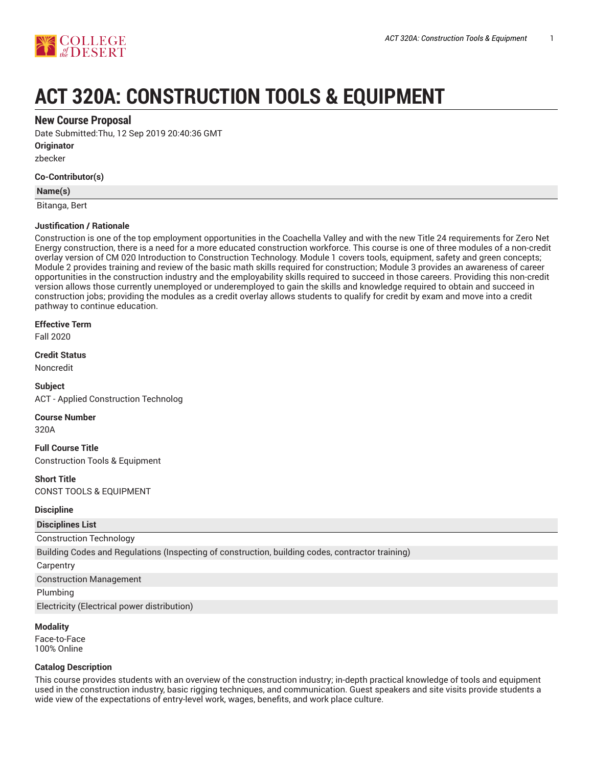# ACT 320A: CONSTRUCTION TOOLS & EQUIPMENT

## New Course Proposal

Date Submitted:Thu, 12 Sep 2019 20:40:36 GMT

**Originator**

zbecker

**Co-Contributor(s)**

| Name(s) |
|---|
| Bitanga, Bert |

**Justification / Rationale**

Construction is one of the top employment opportunities in the Coachella Valley and with the new Title 24 requirements for Zero Net Energy construction, there is a need for a more educated construction workforce. This course is one of three modules of a non-credit overlay version of CM 020 Introduction to Construction Technology. Module 1 covers tools, equipment, safety and green concepts; Module 2 provides training and review of the basic math skills required for construction; Module 3 provides an awareness of career opportunities in the construction industry and the employability skills required to succeed in those careers. Providing this non-credit version allows those currently unemployed or underemployed to gain the skills and knowledge required to obtain and succeed in construction jobs; providing the modules as a credit overlay allows students to qualify for credit by exam and move into a credit pathway to continue education.

**Effective Term**

Fall 2020

**Credit Status**

Noncredit

**Subject**

ACT - Applied Construction Technolog

**Course Number**

320A

**Full Course Title**

Construction Tools & Equipment

**Short Title**

CONST TOOLS & EQUIPMENT

**Discipline**

| Disciplines List |
|---|
| Construction Technology |
| Building Codes and Regulations (Inspecting of construction, building codes, contractor training) |
| Carpentry |
| Construction Management |
| Plumbing |
| Electricity (Electrical power distribution) |

**Modality**

Face-to-Face
100% Online

**Catalog Description**

This course provides students with an overview of the construction industry; in-depth practical knowledge of tools and equipment used in the construction industry, basic rigging techniques, and communication. Guest speakers and site visits provide students a wide view of the expectations of entry-level work, wages, benefits, and work place culture.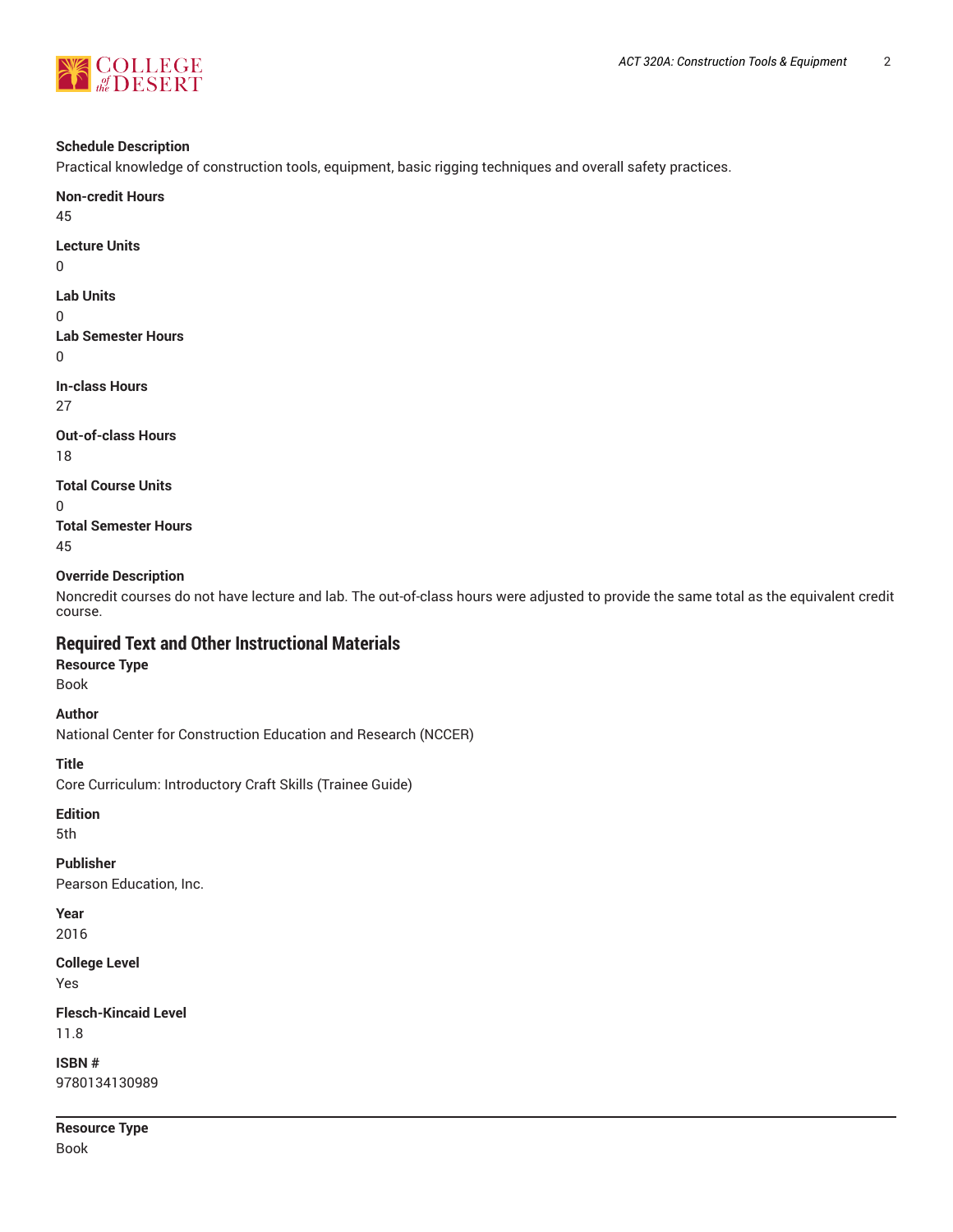**Schedule Description**
Practical knowledge of construction tools, equipment, basic rigging techniques and overall safety practices.

**Non-credit Hours**
45

**Lecture Units**
0

**Lab Units**
0

**Lab Semester Hours**
0

**In-class Hours**
27

**Out-of-class Hours**
18

**Total Course Units**
0

**Total Semester Hours**
45

**Override Description**
Noncredit courses do not have lecture and lab. The out-of-class hours were adjusted to provide the same total as the equivalent credit course.

## Required Text and Other Instructional Materials

**Resource Type**
Book

**Author**
National Center for Construction Education and Research (NCCER)

**Title**
Core Curriculum: Introductory Craft Skills (Trainee Guide)

**Edition**
5th

**Publisher**
Pearson Education, Inc.

**Year**
2016

**College Level**
Yes

**Flesch-Kincaid Level**
11.8

**ISBN #**
9780134130989

---

**Resource Type**
Book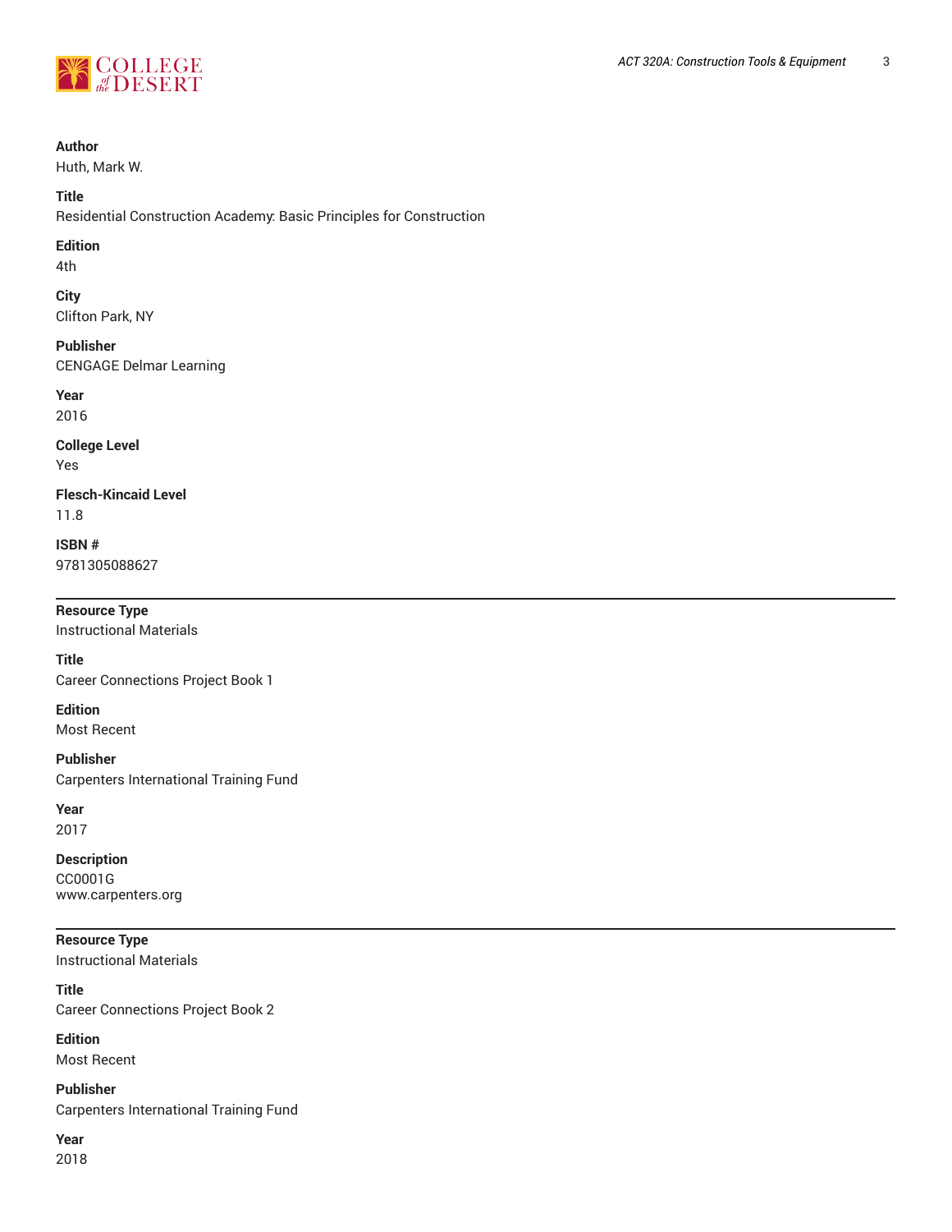**Author**
Huth, Mark W.

**Title**
Residential Construction Academy: Basic Principles for Construction

**Edition**
4th

**City**
Clifton Park, NY

**Publisher**
CENGAGE Delmar Learning

**Year**
2016

**College Level**
Yes

**Flesch-Kincaid Level**
11.8

**ISBN #**
9781305088627

---

**Resource Type**
Instructional Materials

**Title**
Career Connections Project Book 1

**Edition**
Most Recent

**Publisher**
Carpenters International Training Fund

**Year**
2017

**Description**
CC0001G
www.carpenters.org

---

**Resource Type**
Instructional Materials

**Title**
Career Connections Project Book 2

**Edition**
Most Recent

**Publisher**
Carpenters International Training Fund

**Year**
2018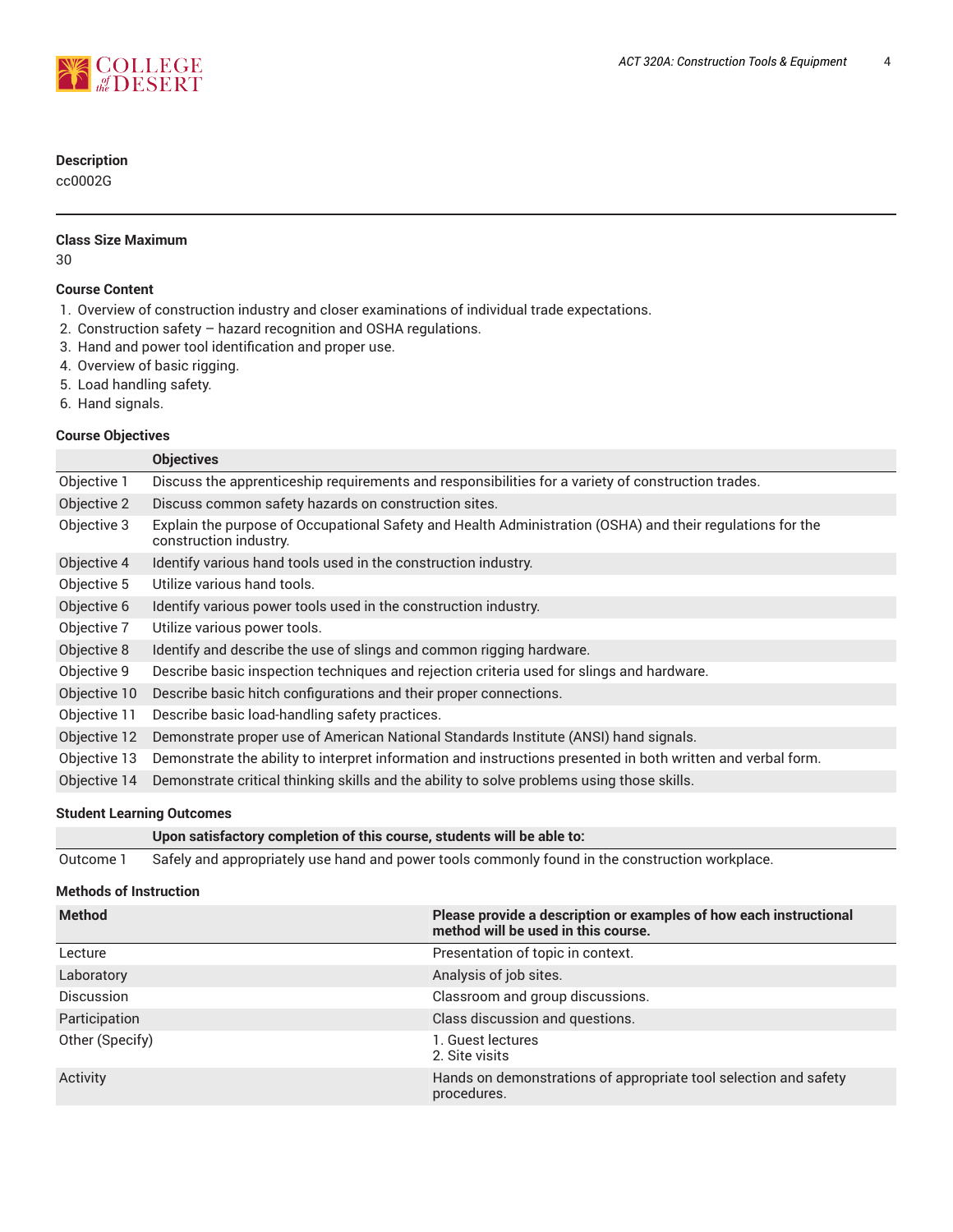**Description**

cc0002G

---

**Class Size Maximum**

30

**Course Content**

1. Overview of construction industry and closer examinations of individual trade expectations.
2. Construction safety – hazard recognition and OSHA regulations.
3. Hand and power tool identification and proper use.
4. Overview of basic rigging.
5. Load handling safety.
6. Hand signals.

**Course Objectives**

| | Objectives |
|---|---|
| Objective 1 | Discuss the apprenticeship requirements and responsibilities for a variety of construction trades. |
| Objective 2 | Discuss common safety hazards on construction sites. |
| Objective 3 | Explain the purpose of Occupational Safety and Health Administration (OSHA) and their regulations for the construction industry. |
| Objective 4 | Identify various hand tools used in the construction industry. |
| Objective 5 | Utilize various hand tools. |
| Objective 6 | Identify various power tools used in the construction industry. |
| Objective 7 | Utilize various power tools. |
| Objective 8 | Identify and describe the use of slings and common rigging hardware. |
| Objective 9 | Describe basic inspection techniques and rejection criteria used for slings and hardware. |
| Objective 10 | Describe basic hitch configurations and their proper connections. |
| Objective 11 | Describe basic load-handling safety practices. |
| Objective 12 | Demonstrate proper use of American National Standards Institute (ANSI) hand signals. |
| Objective 13 | Demonstrate the ability to interpret information and instructions presented in both written and verbal form. |
| Objective 14 | Demonstrate critical thinking skills and the ability to solve problems using those skills. |

**Student Learning Outcomes**

| | Upon satisfactory completion of this course, students will be able to: |
|---|---|
| Outcome 1 | Safely and appropriately use hand and power tools commonly found in the construction workplace. |

**Methods of Instruction**

| Method | Please provide a description or examples of how each instructional method will be used in this course. |
|---|---|
| Lecture | Presentation of topic in context. |
| Laboratory | Analysis of job sites. |
| Discussion | Classroom and group discussions. |
| Participation | Class discussion and questions. |
| Other (Specify) | 1. Guest lectures<br>2. Site visits |
| Activity | Hands on demonstrations of appropriate tool selection and safety procedures. |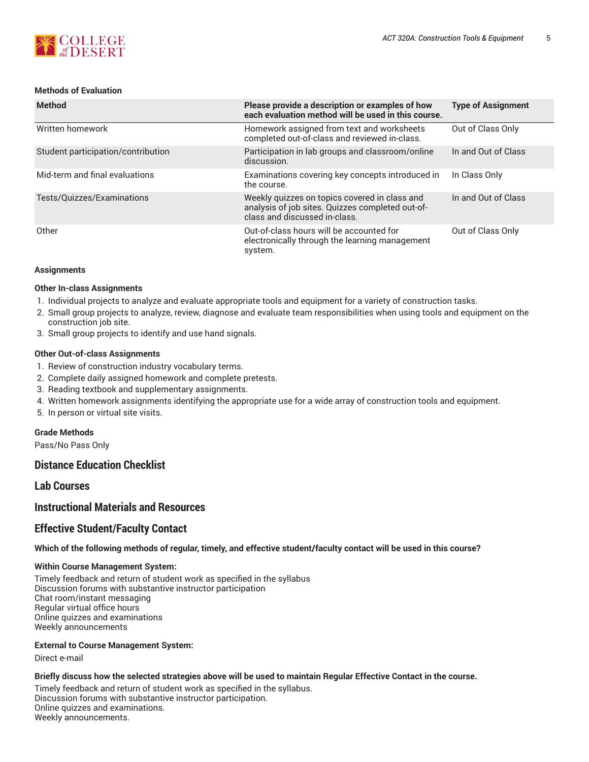#### Methods of Evaluation

| Method | Please provide a description or examples of how each evaluation method will be used in this course. | Type of Assignment |
|---|---|---|
| Written homework | Homework assigned from text and worksheets completed out-of-class and reviewed in-class. | Out of Class Only |
| Student participation/contribution | Participation in lab groups and classroom/online discussion. | In and Out of Class |
| Mid-term and final evaluations | Examinations covering key concepts introduced in the course. | In Class Only |
| Tests/Quizzes/Examinations | Weekly quizzes on topics covered in class and analysis of job sites. Quizzes completed out-of-class and discussed in-class. | In and Out of Class |
| Other | Out-of-class hours will be accounted for electronically through the learning management system. | Out of Class Only |

#### Assignments

#### Other In-class Assignments

1. Individual projects to analyze and evaluate appropriate tools and equipment for a variety of construction tasks.
2. Small group projects to analyze, review, diagnose and evaluate team responsibilities when using tools and equipment on the construction job site.
3. Small group projects to identify and use hand signals.

#### Other Out-of-class Assignments

1. Review of construction industry vocabulary terms.
2. Complete daily assigned homework and complete pretests.
3. Reading textbook and supplementary assignments.
4. Written homework assignments identifying the appropriate use for a wide array of construction tools and equipment.
5. In person or virtual site visits.

#### Grade Methods

Pass/No Pass Only

## Distance Education Checklist

## Lab Courses

## Instructional Materials and Resources

## Effective Student/Faculty Contact

#### Which of the following methods of regular, timely, and effective student/faculty contact will be used in this course?

#### Within Course Management System:

Timely feedback and return of student work as specified in the syllabus
Discussion forums with substantive instructor participation
Chat room/instant messaging
Regular virtual office hours
Online quizzes and examinations
Weekly announcements

#### External to Course Management System:

Direct e-mail

#### Briefly discuss how the selected strategies above will be used to maintain Regular Effective Contact in the course.

Timely feedback and return of student work as specified in the syllabus.
Discussion forums with substantive instructor participation.
Online quizzes and examinations.
Weekly announcements.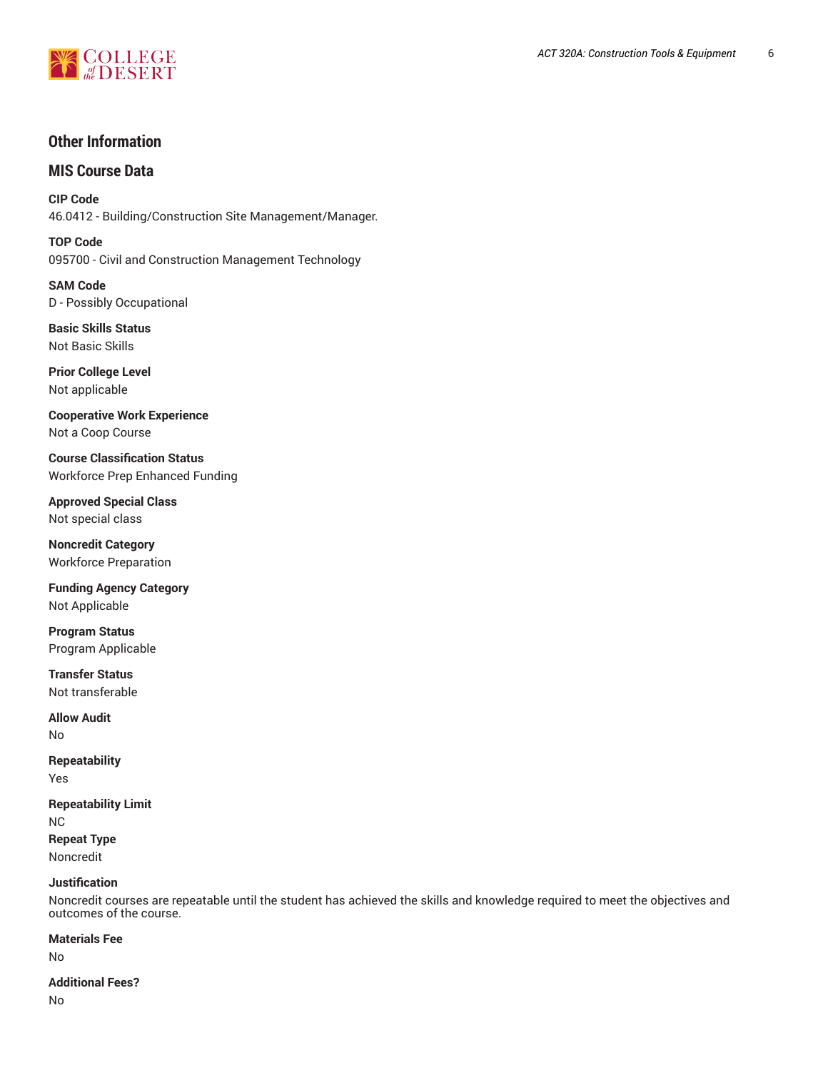## Other Information

### MIS Course Data

**CIP Code**
46.0412 - Building/Construction Site Management/Manager.

**TOP Code**
095700 - Civil and Construction Management Technology

**SAM Code**
D - Possibly Occupational

**Basic Skills Status**
Not Basic Skills

**Prior College Level**
Not applicable

**Cooperative Work Experience**
Not a Coop Course

**Course Classification Status**
Workforce Prep Enhanced Funding

**Approved Special Class**
Not special class

**Noncredit Category**
Workforce Preparation

**Funding Agency Category**
Not Applicable

**Program Status**
Program Applicable

**Transfer Status**
Not transferable

**Allow Audit**
No

**Repeatability**
Yes

**Repeatability Limit**
NC

**Repeat Type**
Noncredit

**Justification**
Noncredit courses are repeatable until the student has achieved the skills and knowledge required to meet the objectives and outcomes of the course.

**Materials Fee**
No

**Additional Fees?**
No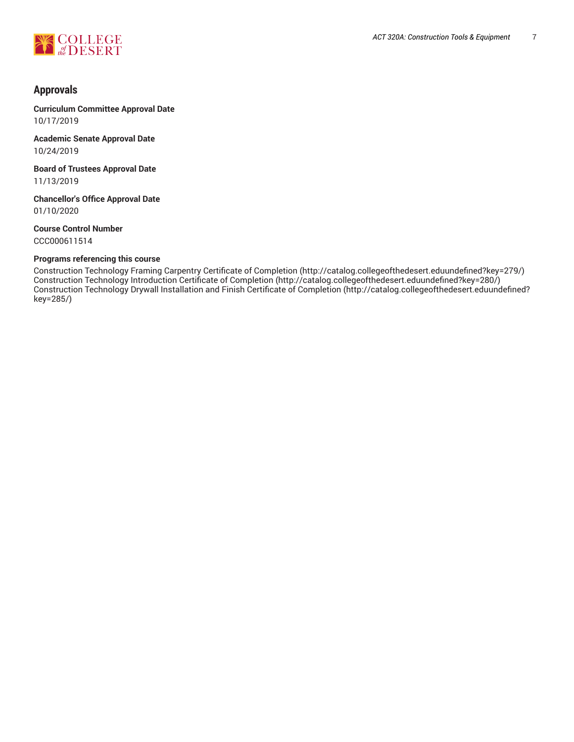## Approvals

**Curriculum Committee Approval Date**
10/17/2019

**Academic Senate Approval Date**
10/24/2019

**Board of Trustees Approval Date**
11/13/2019

**Chancellor's Office Approval Date**
01/10/2020

**Course Control Number**
CCC000611514

**Programs referencing this course**
Construction Technology Framing Carpentry Certificate of Completion (http://catalog.collegeofthedesert.eduundefined?key=279/)
Construction Technology Introduction Certificate of Completion (http://catalog.collegeofthedesert.eduundefined?key=280/)
Construction Technology Drywall Installation and Finish Certificate of Completion (http://catalog.collegeofthedesert.eduundefined?key=285/)